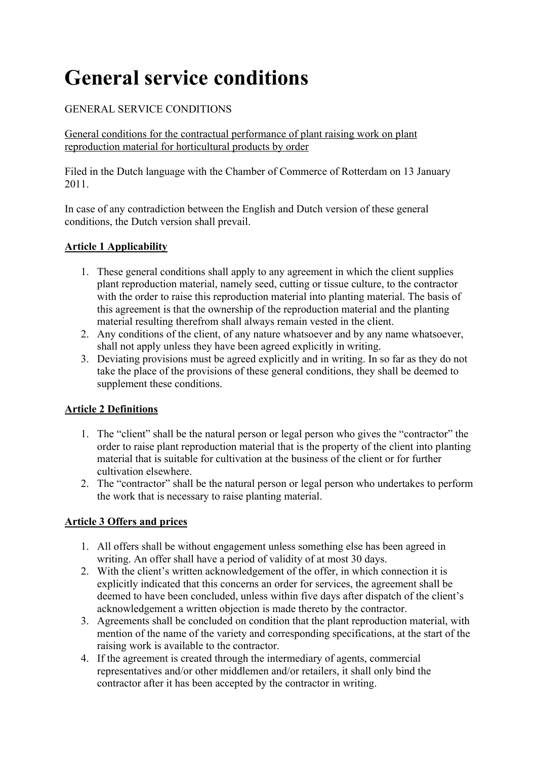# General service conditions

GENERAL SERVICE CONDITIONS

General conditions for the contractual performance of plant raising work on plant reproduction material for horticultural products by order

Filed in the Dutch language with the Chamber of Commerce of Rotterdam on 13 January 2011.

In case of any contradiction between the English and Dutch version of these general conditions, the Dutch version shall prevail.

**Article 1 Applicability**

1. These general conditions shall apply to any agreement in which the client supplies plant reproduction material, namely seed, cutting or tissue culture, to the contractor with the order to raise this reproduction material into planting material. The basis of this agreement is that the ownership of the reproduction material and the planting material resulting therefrom shall always remain vested in the client.
2. Any conditions of the client, of any nature whatsoever and by any name whatsoever, shall not apply unless they have been agreed explicitly in writing.
3. Deviating provisions must be agreed explicitly and in writing. In so far as they do not take the place of the provisions of these general conditions, they shall be deemed to supplement these conditions.

**Article 2 Definitions**

1. The "client" shall be the natural person or legal person who gives the "contractor" the order to raise plant reproduction material that is the property of the client into planting material that is suitable for cultivation at the business of the client or for further cultivation elsewhere.
2. The "contractor" shall be the natural person or legal person who undertakes to perform the work that is necessary to raise planting material.

**Article 3 Offers and prices**

1. All offers shall be without engagement unless something else has been agreed in writing. An offer shall have a period of validity of at most 30 days.
2. With the client's written acknowledgement of the offer, in which connection it is explicitly indicated that this concerns an order for services, the agreement shall be deemed to have been concluded, unless within five days after dispatch of the client's acknowledgement a written objection is made thereto by the contractor.
3. Agreements shall be concluded on condition that the plant reproduction material, with mention of the name of the variety and corresponding specifications, at the start of the raising work is available to the contractor.
4. If the agreement is created through the intermediary of agents, commercial representatives and/or other middlemen and/or retailers, it shall only bind the contractor after it has been accepted by the contractor in writing.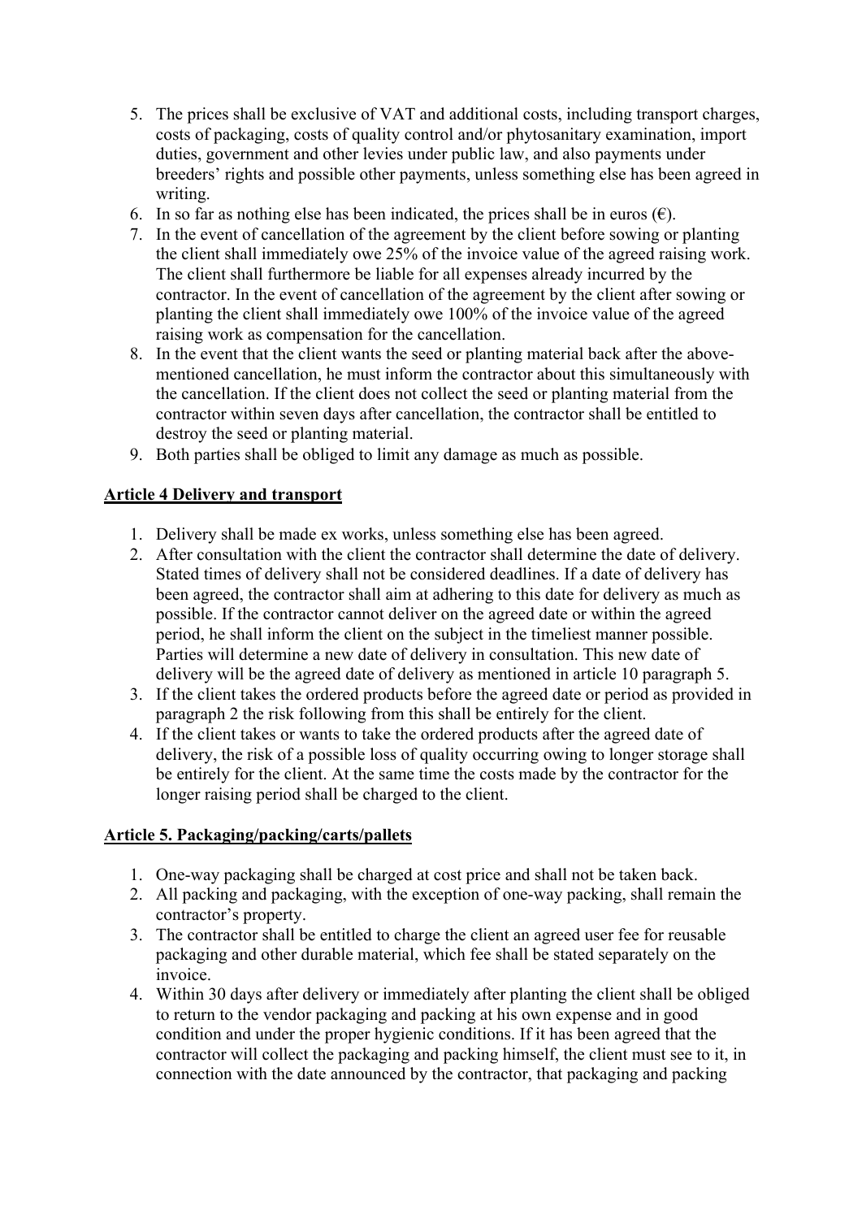5. The prices shall be exclusive of VAT and additional costs, including transport charges, costs of packaging, costs of quality control and/or phytosanitary examination, import duties, government and other levies under public law, and also payments under breeders' rights and possible other payments, unless something else has been agreed in writing.
6. In so far as nothing else has been indicated, the prices shall be in euros (€).
7. In the event of cancellation of the agreement by the client before sowing or planting the client shall immediately owe 25% of the invoice value of the agreed raising work. The client shall furthermore be liable for all expenses already incurred by the contractor. In the event of cancellation of the agreement by the client after sowing or planting the client shall immediately owe 100% of the invoice value of the agreed raising work as compensation for the cancellation.
8. In the event that the client wants the seed or planting material back after the above-mentioned cancellation, he must inform the contractor about this simultaneously with the cancellation. If the client does not collect the seed or planting material from the contractor within seven days after cancellation, the contractor shall be entitled to destroy the seed or planting material.
9. Both parties shall be obliged to limit any damage as much as possible.

**Article 4 Delivery and transport**

1. Delivery shall be made ex works, unless something else has been agreed.
2. After consultation with the client the contractor shall determine the date of delivery. Stated times of delivery shall not be considered deadlines. If a date of delivery has been agreed, the contractor shall aim at adhering to this date for delivery as much as possible. If the contractor cannot deliver on the agreed date or within the agreed period, he shall inform the client on the subject in the timeliest manner possible. Parties will determine a new date of delivery in consultation. This new date of delivery will be the agreed date of delivery as mentioned in article 10 paragraph 5.
3. If the client takes the ordered products before the agreed date or period as provided in paragraph 2 the risk following from this shall be entirely for the client.
4. If the client takes or wants to take the ordered products after the agreed date of delivery, the risk of a possible loss of quality occurring owing to longer storage shall be entirely for the client. At the same time the costs made by the contractor for the longer raising period shall be charged to the client.

**Article 5. Packaging/packing/carts/pallets**

1. One-way packaging shall be charged at cost price and shall not be taken back.
2. All packing and packaging, with the exception of one-way packing, shall remain the contractor's property.
3. The contractor shall be entitled to charge the client an agreed user fee for reusable packaging and other durable material, which fee shall be stated separately on the invoice.
4. Within 30 days after delivery or immediately after planting the client shall be obliged to return to the vendor packaging and packing at his own expense and in good condition and under the proper hygienic conditions. If it has been agreed that the contractor will collect the packaging and packing himself, the client must see to it, in connection with the date announced by the contractor, that packaging and packing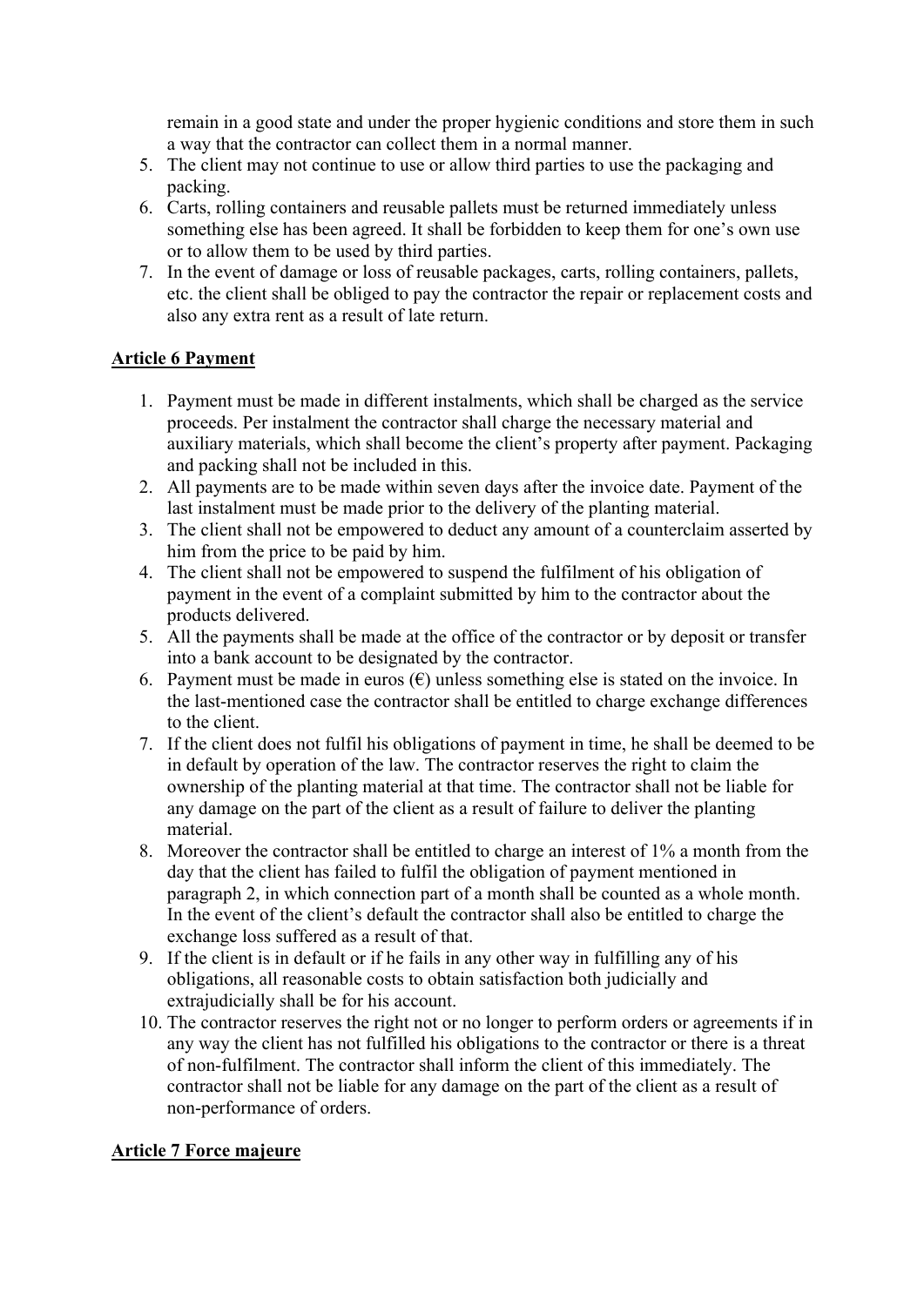remain in a good state and under the proper hygienic conditions and store them in such a way that the contractor can collect them in a normal manner.

5. The client may not continue to use or allow third parties to use the packaging and packing.
6. Carts, rolling containers and reusable pallets must be returned immediately unless something else has been agreed. It shall be forbidden to keep them for one's own use or to allow them to be used by third parties.
7. In the event of damage or loss of reusable packages, carts, rolling containers, pallets, etc. the client shall be obliged to pay the contractor the repair or replacement costs and also any extra rent as a result of late return.

**Article 6 Payment**

1. Payment must be made in different instalments, which shall be charged as the service proceeds. Per instalment the contractor shall charge the necessary material and auxiliary materials, which shall become the client's property after payment. Packaging and packing shall not be included in this.
2. All payments are to be made within seven days after the invoice date. Payment of the last instalment must be made prior to the delivery of the planting material.
3. The client shall not be empowered to deduct any amount of a counterclaim asserted by him from the price to be paid by him.
4. The client shall not be empowered to suspend the fulfilment of his obligation of payment in the event of a complaint submitted by him to the contractor about the products delivered.
5. All the payments shall be made at the office of the contractor or by deposit or transfer into a bank account to be designated by the contractor.
6. Payment must be made in euros (€) unless something else is stated on the invoice. In the last-mentioned case the contractor shall be entitled to charge exchange differences to the client.
7. If the client does not fulfil his obligations of payment in time, he shall be deemed to be in default by operation of the law. The contractor reserves the right to claim the ownership of the planting material at that time. The contractor shall not be liable for any damage on the part of the client as a result of failure to deliver the planting material.
8. Moreover the contractor shall be entitled to charge an interest of 1% a month from the day that the client has failed to fulfil the obligation of payment mentioned in paragraph 2, in which connection part of a month shall be counted as a whole month. In the event of the client's default the contractor shall also be entitled to charge the exchange loss suffered as a result of that.
9. If the client is in default or if he fails in any other way in fulfilling any of his obligations, all reasonable costs to obtain satisfaction both judicially and extrajudicially shall be for his account.
10. The contractor reserves the right not or no longer to perform orders or agreements if in any way the client has not fulfilled his obligations to the contractor or there is a threat of non-fulfilment. The contractor shall inform the client of this immediately. The contractor shall not be liable for any damage on the part of the client as a result of non-performance of orders.

**Article 7 Force majeure**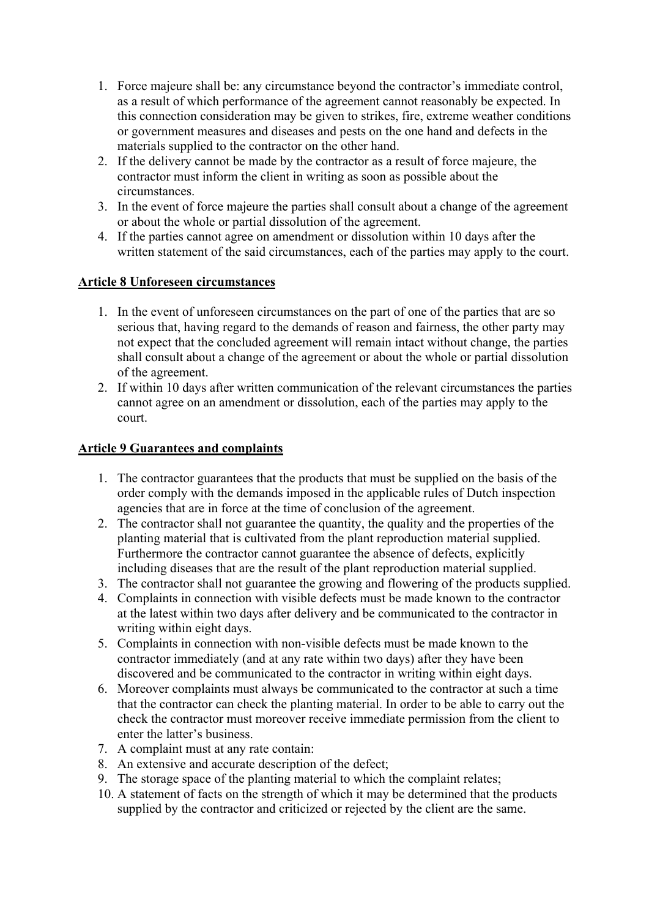1. Force majeure shall be: any circumstance beyond the contractor's immediate control, as a result of which performance of the agreement cannot reasonably be expected. In this connection consideration may be given to strikes, fire, extreme weather conditions or government measures and diseases and pests on the one hand and defects in the materials supplied to the contractor on the other hand.
2. If the delivery cannot be made by the contractor as a result of force majeure, the contractor must inform the client in writing as soon as possible about the circumstances.
3. In the event of force majeure the parties shall consult about a change of the agreement or about the whole or partial dissolution of the agreement.
4. If the parties cannot agree on amendment or dissolution within 10 days after the written statement of the said circumstances, each of the parties may apply to the court.

**Article 8 Unforeseen circumstances**

1. In the event of unforeseen circumstances on the part of one of the parties that are so serious that, having regard to the demands of reason and fairness, the other party may not expect that the concluded agreement will remain intact without change, the parties shall consult about a change of the agreement or about the whole or partial dissolution of the agreement.
2. If within 10 days after written communication of the relevant circumstances the parties cannot agree on an amendment or dissolution, each of the parties may apply to the court.

**Article 9 Guarantees and complaints**

1. The contractor guarantees that the products that must be supplied on the basis of the order comply with the demands imposed in the applicable rules of Dutch inspection agencies that are in force at the time of conclusion of the agreement.
2. The contractor shall not guarantee the quantity, the quality and the properties of the planting material that is cultivated from the plant reproduction material supplied. Furthermore the contractor cannot guarantee the absence of defects, explicitly including diseases that are the result of the plant reproduction material supplied.
3. The contractor shall not guarantee the growing and flowering of the products supplied.
4. Complaints in connection with visible defects must be made known to the contractor at the latest within two days after delivery and be communicated to the contractor in writing within eight days.
5. Complaints in connection with non-visible defects must be made known to the contractor immediately (and at any rate within two days) after they have been discovered and be communicated to the contractor in writing within eight days.
6. Moreover complaints must always be communicated to the contractor at such a time that the contractor can check the planting material. In order to be able to carry out the check the contractor must moreover receive immediate permission from the client to enter the latter's business.
7. A complaint must at any rate contain:
8. An extensive and accurate description of the defect;
9. The storage space of the planting material to which the complaint relates;
10. A statement of facts on the strength of which it may be determined that the products supplied by the contractor and criticized or rejected by the client are the same.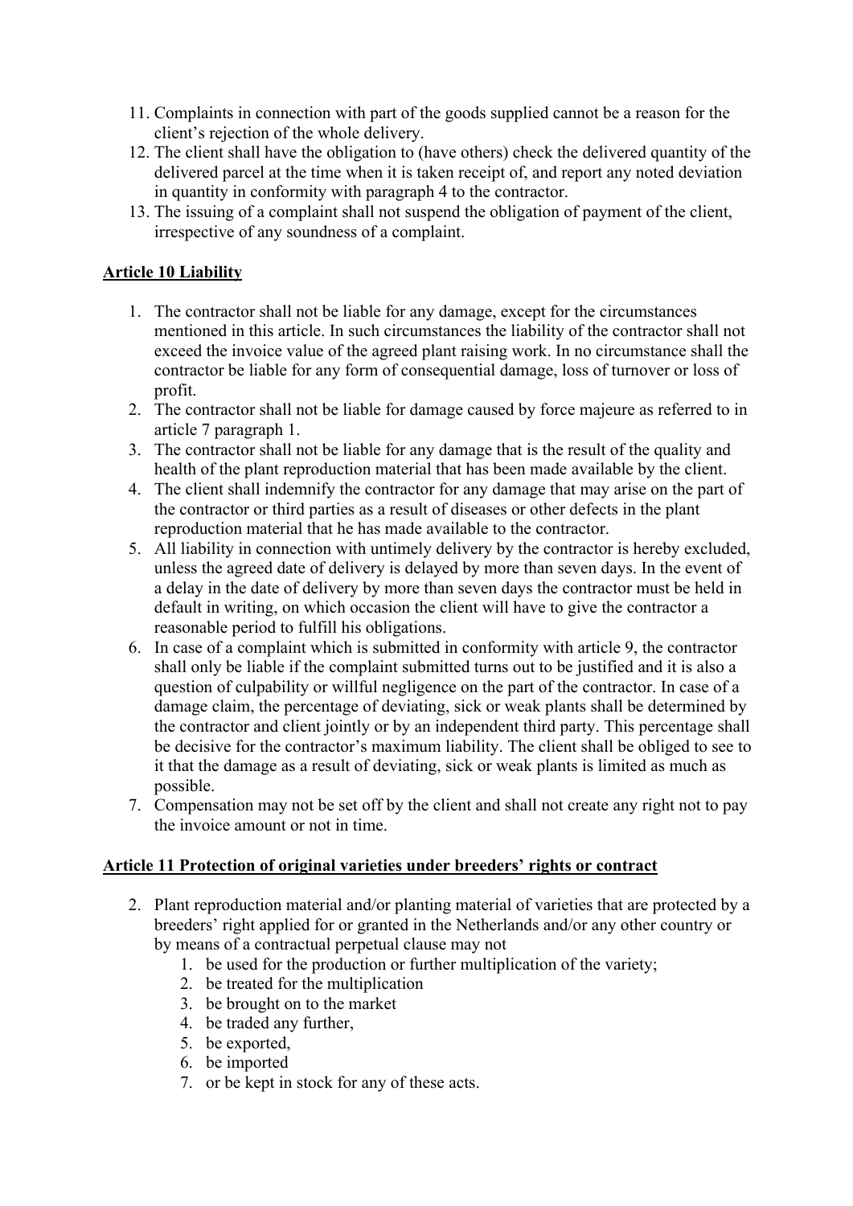11. Complaints in connection with part of the goods supplied cannot be a reason for the client's rejection of the whole delivery.
12. The client shall have the obligation to (have others) check the delivered quantity of the delivered parcel at the time when it is taken receipt of, and report any noted deviation in quantity in conformity with paragraph 4 to the contractor.
13. The issuing of a complaint shall not suspend the obligation of payment of the client, irrespective of any soundness of a complaint.

## Article 10 Liability

1. The contractor shall not be liable for any damage, except for the circumstances mentioned in this article. In such circumstances the liability of the contractor shall not exceed the invoice value of the agreed plant raising work. In no circumstance shall the contractor be liable for any form of consequential damage, loss of turnover or loss of profit.
2. The contractor shall not be liable for damage caused by force majeure as referred to in article 7 paragraph 1.
3. The contractor shall not be liable for any damage that is the result of the quality and health of the plant reproduction material that has been made available by the client.
4. The client shall indemnify the contractor for any damage that may arise on the part of the contractor or third parties as a result of diseases or other defects in the plant reproduction material that he has made available to the contractor.
5. All liability in connection with untimely delivery by the contractor is hereby excluded, unless the agreed date of delivery is delayed by more than seven days. In the event of a delay in the date of delivery by more than seven days the contractor must be held in default in writing, on which occasion the client will have to give the contractor a reasonable period to fulfill his obligations.
6. In case of a complaint which is submitted in conformity with article 9, the contractor shall only be liable if the complaint submitted turns out to be justified and it is also a question of culpability or willful negligence on the part of the contractor. In case of a damage claim, the percentage of deviating, sick or weak plants shall be determined by the contractor and client jointly or by an independent third party. This percentage shall be decisive for the contractor's maximum liability. The client shall be obliged to see to it that the damage as a result of deviating, sick or weak plants is limited as much as possible.
7. Compensation may not be set off by the client and shall not create any right not to pay the invoice amount or not in time.

## Article 11 Protection of original varieties under breeders' rights or contract

2. Plant reproduction material and/or planting material of varieties that are protected by a breeders' right applied for or granted in the Netherlands and/or any other country or by means of a contractual perpetual clause may not
    1. be used for the production or further multiplication of the variety;
    2. be treated for the multiplication
    3. be brought on to the market
    4. be traded any further,
    5. be exported,
    6. be imported
    7. or be kept in stock for any of these acts.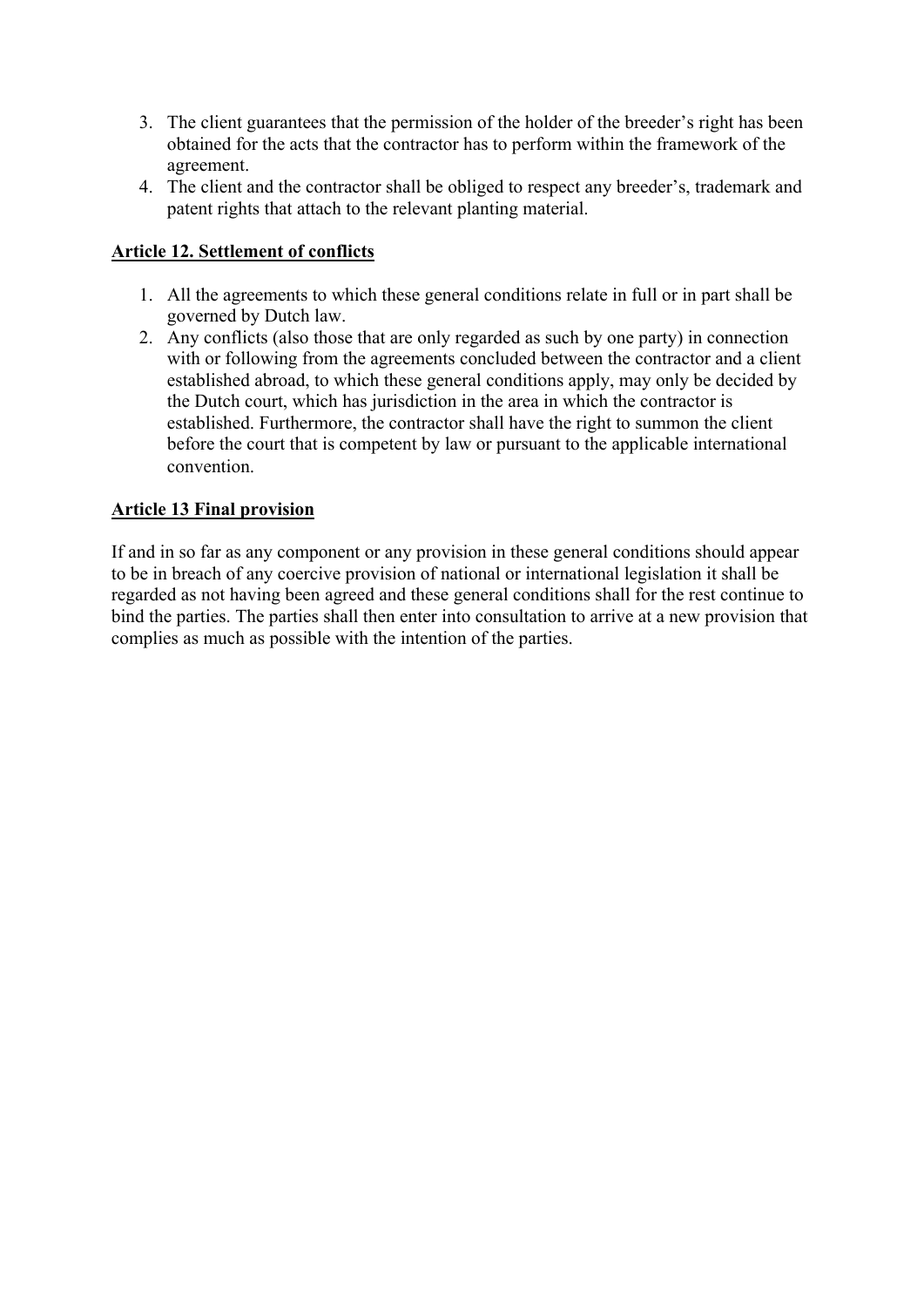3. The client guarantees that the permission of the holder of the breeder's right has been obtained for the acts that the contractor has to perform within the framework of the agreement.
4. The client and the contractor shall be obliged to respect any breeder's, trademark and patent rights that attach to the relevant planting material.

## Article 12. Settlement of conflicts

1. All the agreements to which these general conditions relate in full or in part shall be governed by Dutch law.
2. Any conflicts (also those that are only regarded as such by one party) in connection with or following from the agreements concluded between the contractor and a client established abroad, to which these general conditions apply, may only be decided by the Dutch court, which has jurisdiction in the area in which the contractor is established. Furthermore, the contractor shall have the right to summon the client before the court that is competent by law or pursuant to the applicable international convention.

## Article 13 Final provision

If and in so far as any component or any provision in these general conditions should appear to be in breach of any coercive provision of national or international legislation it shall be regarded as not having been agreed and these general conditions shall for the rest continue to bind the parties. The parties shall then enter into consultation to arrive at a new provision that complies as much as possible with the intention of the parties.